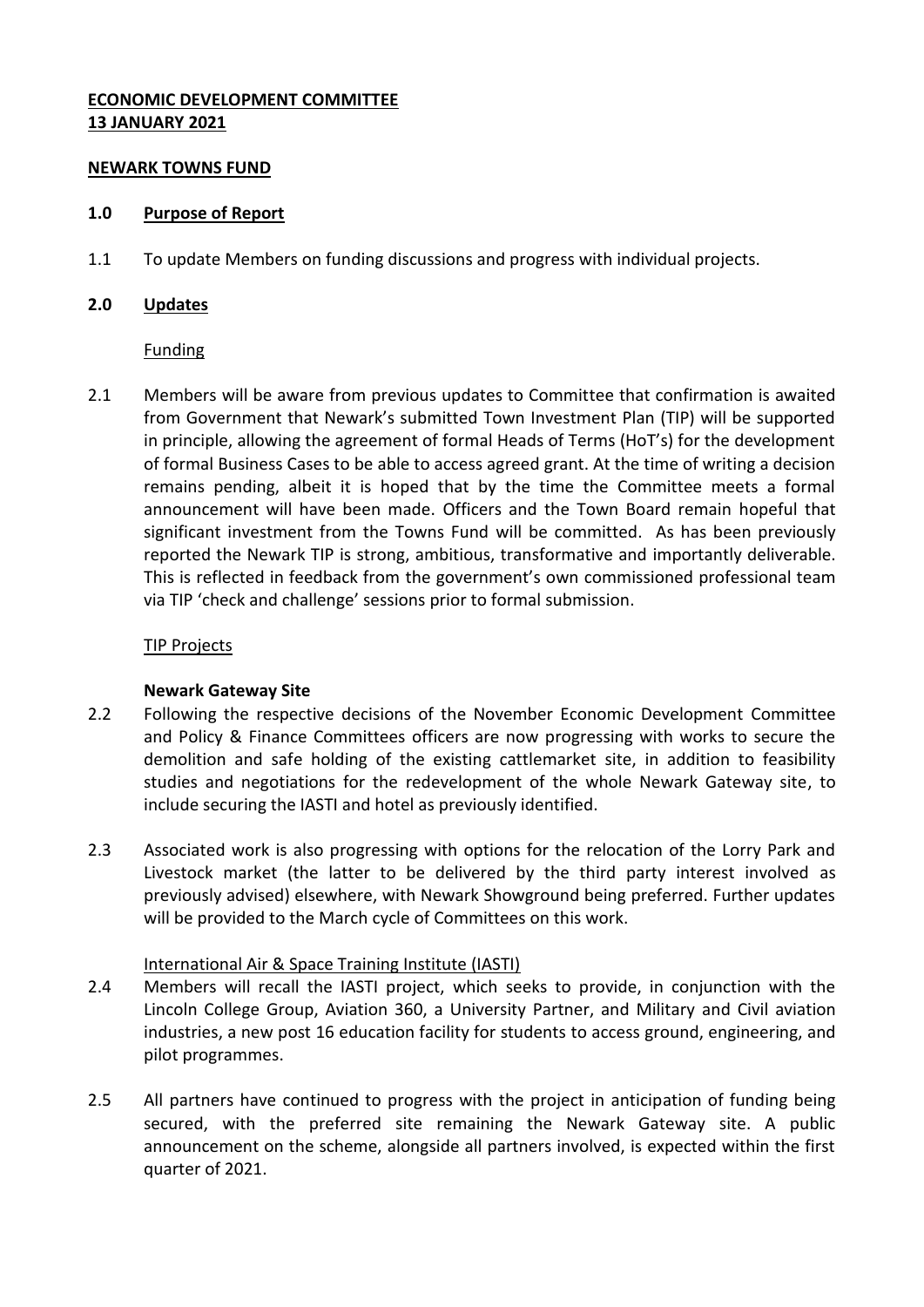**ECONOMIC DEVELOPMENT COMMITTEE**
**13 JANUARY 2021**

**NEWARK TOWNS FUND**

## 1.0 Purpose of Report

1.1 To update Members on funding discussions and progress with individual projects.

## 2.0 Updates

Funding

2.1 Members will be aware from previous updates to Committee that confirmation is awaited from Government that Newark's submitted Town Investment Plan (TIP) will be supported in principle, allowing the agreement of formal Heads of Terms (HoT's) for the development of formal Business Cases to be able to access agreed grant. At the time of writing a decision remains pending, albeit it is hoped that by the time the Committee meets a formal announcement will have been made. Officers and the Town Board remain hopeful that significant investment from the Towns Fund will be committed. As has been previously reported the Newark TIP is strong, ambitious, transformative and importantly deliverable. This is reflected in feedback from the government's own commissioned professional team via TIP 'check and challenge' sessions prior to formal submission.

TIP Projects

**Newark Gateway Site**

2.2 Following the respective decisions of the November Economic Development Committee and Policy & Finance Committees officers are now progressing with works to secure the demolition and safe holding of the existing cattlemarket site, in addition to feasibility studies and negotiations for the redevelopment of the whole Newark Gateway site, to include securing the IASTI and hotel as previously identified.

2.3 Associated work is also progressing with options for the relocation of the Lorry Park and Livestock market (the latter to be delivered by the third party interest involved as previously advised) elsewhere, with Newark Showground being preferred. Further updates will be provided to the March cycle of Committees on this work.

International Air & Space Training Institute (IASTI)

2.4 Members will recall the IASTI project, which seeks to provide, in conjunction with the Lincoln College Group, Aviation 360, a University Partner, and Military and Civil aviation industries, a new post 16 education facility for students to access ground, engineering, and pilot programmes.

2.5 All partners have continued to progress with the project in anticipation of funding being secured, with the preferred site remaining the Newark Gateway site. A public announcement on the scheme, alongside all partners involved, is expected within the first quarter of 2021.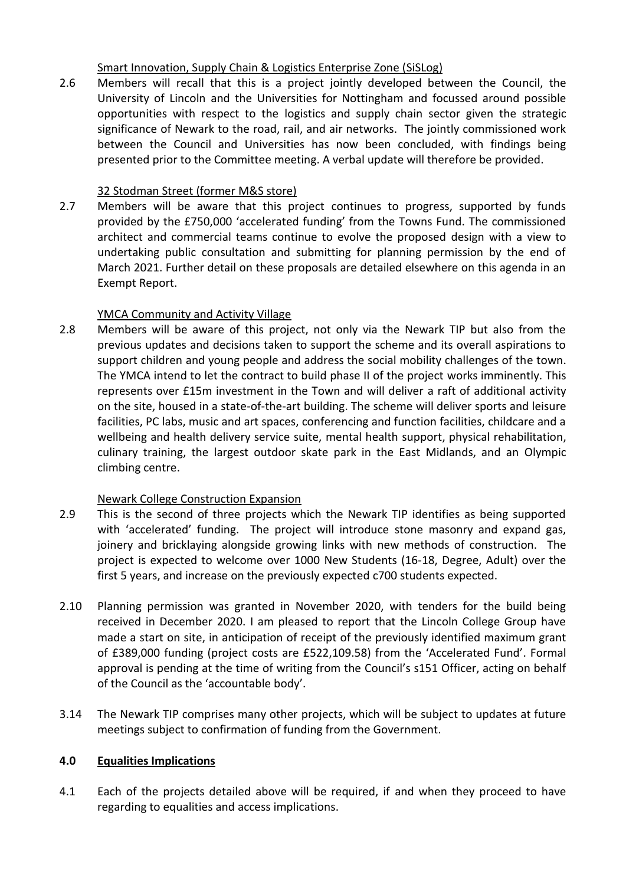Smart Innovation, Supply Chain & Logistics Enterprise Zone (SiSLog)

2.6 Members will recall that this is a project jointly developed between the Council, the University of Lincoln and the Universities for Nottingham and focussed around possible opportunities with respect to the logistics and supply chain sector given the strategic significance of Newark to the road, rail, and air networks. The jointly commissioned work between the Council and Universities has now been concluded, with findings being presented prior to the Committee meeting. A verbal update will therefore be provided.

32 Stodman Street (former M&S store)

2.7 Members will be aware that this project continues to progress, supported by funds provided by the £750,000 'accelerated funding' from the Towns Fund. The commissioned architect and commercial teams continue to evolve the proposed design with a view to undertaking public consultation and submitting for planning permission by the end of March 2021. Further detail on these proposals are detailed elsewhere on this agenda in an Exempt Report.

YMCA Community and Activity Village

2.8 Members will be aware of this project, not only via the Newark TIP but also from the previous updates and decisions taken to support the scheme and its overall aspirations to support children and young people and address the social mobility challenges of the town. The YMCA intend to let the contract to build phase II of the project works imminently. This represents over £15m investment in the Town and will deliver a raft of additional activity on the site, housed in a state-of-the-art building. The scheme will deliver sports and leisure facilities, PC labs, music and art spaces, conferencing and function facilities, childcare and a wellbeing and health delivery service suite, mental health support, physical rehabilitation, culinary training, the largest outdoor skate park in the East Midlands, and an Olympic climbing centre.

Newark College Construction Expansion

2.9 This is the second of three projects which the Newark TIP identifies as being supported with 'accelerated' funding. The project will introduce stone masonry and expand gas, joinery and bricklaying alongside growing links with new methods of construction. The project is expected to welcome over 1000 New Students (16-18, Degree, Adult) over the first 5 years, and increase on the previously expected c700 students expected.

2.10 Planning permission was granted in November 2020, with tenders for the build being received in December 2020. I am pleased to report that the Lincoln College Group have made a start on site, in anticipation of receipt of the previously identified maximum grant of £389,000 funding (project costs are £522,109.58) from the 'Accelerated Fund'. Formal approval is pending at the time of writing from the Council's s151 Officer, acting on behalf of the Council as the 'accountable body'.

3.14 The Newark TIP comprises many other projects, which will be subject to updates at future meetings subject to confirmation of funding from the Government.

## 4.0 Equalities Implications

4.1 Each of the projects detailed above will be required, if and when they proceed to have regarding to equalities and access implications.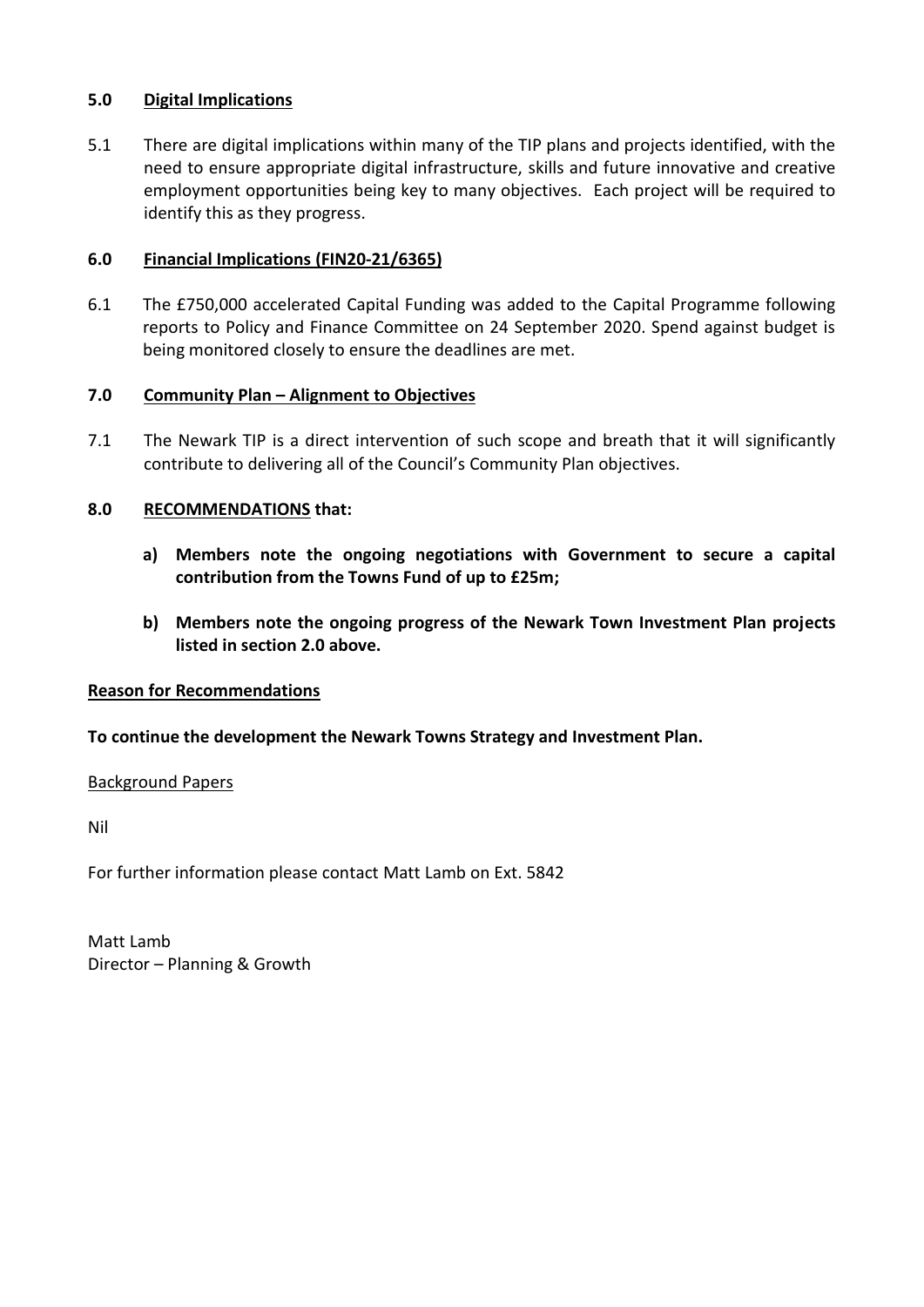## 5.0 Digital Implications

5.1 There are digital implications within many of the TIP plans and projects identified, with the need to ensure appropriate digital infrastructure, skills and future innovative and creative employment opportunities being key to many objectives. Each project will be required to identify this as they progress.

## 6.0 Financial Implications (FIN20-21/6365)

6.1 The £750,000 accelerated Capital Funding was added to the Capital Programme following reports to Policy and Finance Committee on 24 September 2020. Spend against budget is being monitored closely to ensure the deadlines are met.

## 7.0 Community Plan – Alignment to Objectives

7.1 The Newark TIP is a direct intervention of such scope and breath that it will significantly contribute to delivering all of the Council's Community Plan objectives.

## 8.0 RECOMMENDATIONS that:

**a) Members note the ongoing negotiations with Government to secure a capital contribution from the Towns Fund of up to £25m;**

**b) Members note the ongoing progress of the Newark Town Investment Plan projects listed in section 2.0 above.**

**Reason for Recommendations**

**To continue the development the Newark Towns Strategy and Investment Plan.**

Background Papers

Nil

For further information please contact Matt Lamb on Ext. 5842

Matt Lamb
Director – Planning & Growth